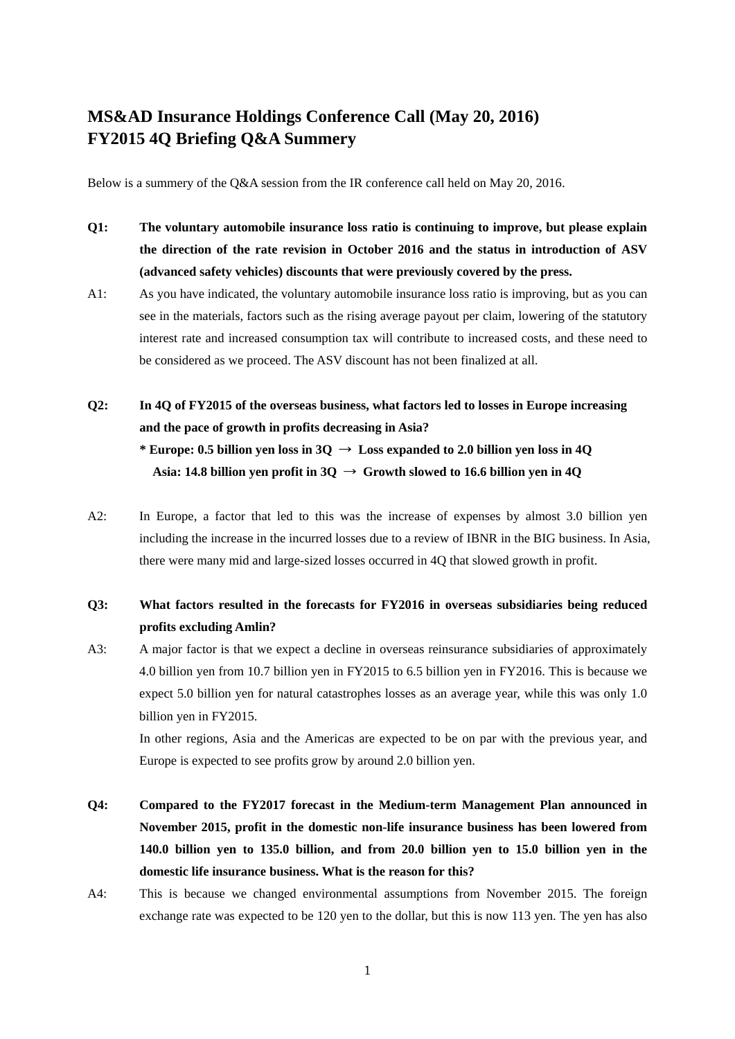# MS&AD Insurance Holdings Conference Call (May 20, 2016) FY2015 4Q Briefing Q&A Summery

Below is a summery of the Q&A session from the IR conference call held on May 20, 2016.

**Q1: The voluntary automobile insurance loss ratio is continuing to improve, but please explain the direction of the rate revision in October 2016 and the status in introduction of ASV (advanced safety vehicles) discounts that were previously covered by the press.**

A1: As you have indicated, the voluntary automobile insurance loss ratio is improving, but as you can see in the materials, factors such as the rising average payout per claim, lowering of the statutory interest rate and increased consumption tax will contribute to increased costs, and these need to be considered as we proceed. The ASV discount has not been finalized at all.

**Q2: In 4Q of FY2015 of the overseas business, what factors led to losses in Europe increasing and the pace of growth in profits decreasing in Asia?**
**\* Europe: 0.5 billion yen loss in 3Q → Loss expanded to 2.0 billion yen loss in 4Q**
**Asia: 14.8 billion yen profit in 3Q → Growth slowed to 16.6 billion yen in 4Q**

A2: In Europe, a factor that led to this was the increase of expenses by almost 3.0 billion yen including the increase in the incurred losses due to a review of IBNR in the BIG business. In Asia, there were many mid and large-sized losses occurred in 4Q that slowed growth in profit.

**Q3: What factors resulted in the forecasts for FY2016 in overseas subsidiaries being reduced profits excluding Amlin?**

A3: A major factor is that we expect a decline in overseas reinsurance subsidiaries of approximately 4.0 billion yen from 10.7 billion yen in FY2015 to 6.5 billion yen in FY2016. This is because we expect 5.0 billion yen for natural catastrophes losses as an average year, while this was only 1.0 billion yen in FY2015.

In other regions, Asia and the Americas are expected to be on par with the previous year, and Europe is expected to see profits grow by around 2.0 billion yen.

**Q4: Compared to the FY2017 forecast in the Medium-term Management Plan announced in November 2015, profit in the domestic non-life insurance business has been lowered from 140.0 billion yen to 135.0 billion, and from 20.0 billion yen to 15.0 billion yen in the domestic life insurance business. What is the reason for this?**

A4: This is because we changed environmental assumptions from November 2015. The foreign exchange rate was expected to be 120 yen to the dollar, but this is now 113 yen. The yen has also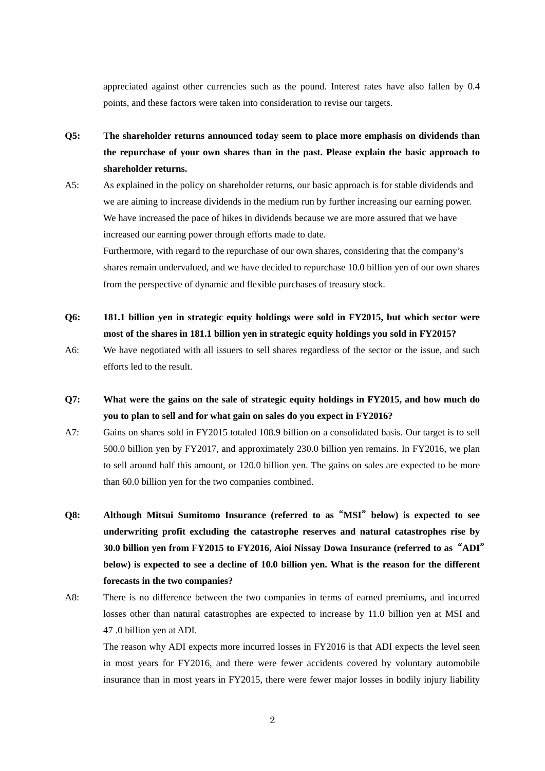appreciated against other currencies such as the pound. Interest rates have also fallen by 0.4 points, and these factors were taken into consideration to revise our targets.

**Q5: The shareholder returns announced today seem to place more emphasis on dividends than the repurchase of your own shares than in the past. Please explain the basic approach to shareholder returns.**

A5: As explained in the policy on shareholder returns, our basic approach is for stable dividends and we are aiming to increase dividends in the medium run by further increasing our earning power. We have increased the pace of hikes in dividends because we are more assured that we have increased our earning power through efforts made to date.

Furthermore, with regard to the repurchase of our own shares, considering that the company's shares remain undervalued, and we have decided to repurchase 10.0 billion yen of our own shares from the perspective of dynamic and flexible purchases of treasury stock.

**Q6: 181.1 billion yen in strategic equity holdings were sold in FY2015, but which sector were most of the shares in 181.1 billion yen in strategic equity holdings you sold in FY2015?**

A6: We have negotiated with all issuers to sell shares regardless of the sector or the issue, and such efforts led to the result.

**Q7: What were the gains on the sale of strategic equity holdings in FY2015, and how much do you to plan to sell and for what gain on sales do you expect in FY2016?**

A7: Gains on shares sold in FY2015 totaled 108.9 billion on a consolidated basis. Our target is to sell 500.0 billion yen by FY2017, and approximately 230.0 billion yen remains. In FY2016, we plan to sell around half this amount, or 120.0 billion yen. The gains on sales are expected to be more than 60.0 billion yen for the two companies combined.

**Q8: Although Mitsui Sumitomo Insurance (referred to as "MSI" below) is expected to see underwriting profit excluding the catastrophe reserves and natural catastrophes rise by 30.0 billion yen from FY2015 to FY2016, Aioi Nissay Dowa Insurance (referred to as "ADI" below) is expected to see a decline of 10.0 billion yen. What is the reason for the different forecasts in the two companies?**

A8: There is no difference between the two companies in terms of earned premiums, and incurred losses other than natural catastrophes are expected to increase by 11.0 billion yen at MSI and 47 .0 billion yen at ADI.

The reason why ADI expects more incurred losses in FY2016 is that ADI expects the level seen in most years for FY2016, and there were fewer accidents covered by voluntary automobile insurance than in most years in FY2015, there were fewer major losses in bodily injury liability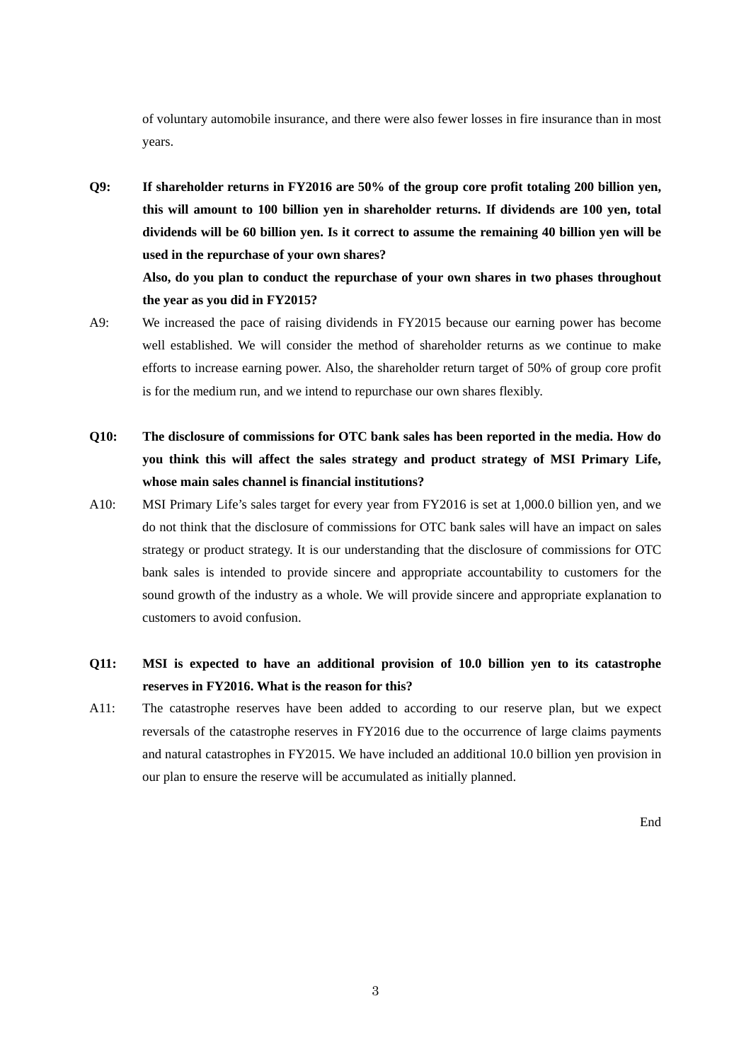of voluntary automobile insurance, and there were also fewer losses in fire insurance than in most years.

**Q9: If shareholder returns in FY2016 are 50% of the group core profit totaling 200 billion yen, this will amount to 100 billion yen in shareholder returns. If dividends are 100 yen, total dividends will be 60 billion yen. Is it correct to assume the remaining 40 billion yen will be used in the repurchase of your own shares?**
**Also, do you plan to conduct the repurchase of your own shares in two phases throughout the year as you did in FY2015?**

A9: We increased the pace of raising dividends in FY2015 because our earning power has become well established. We will consider the method of shareholder returns as we continue to make efforts to increase earning power. Also, the shareholder return target of 50% of group core profit is for the medium run, and we intend to repurchase our own shares flexibly.

**Q10: The disclosure of commissions for OTC bank sales has been reported in the media. How do you think this will affect the sales strategy and product strategy of MSI Primary Life, whose main sales channel is financial institutions?**

A10: MSI Primary Life's sales target for every year from FY2016 is set at 1,000.0 billion yen, and we do not think that the disclosure of commissions for OTC bank sales will have an impact on sales strategy or product strategy. It is our understanding that the disclosure of commissions for OTC bank sales is intended to provide sincere and appropriate accountability to customers for the sound growth of the industry as a whole. We will provide sincere and appropriate explanation to customers to avoid confusion.

**Q11: MSI is expected to have an additional provision of 10.0 billion yen to its catastrophe reserves in FY2016. What is the reason for this?**

A11: The catastrophe reserves have been added to according to our reserve plan, but we expect reversals of the catastrophe reserves in FY2016 due to the occurrence of large claims payments and natural catastrophes in FY2015. We have included an additional 10.0 billion yen provision in our plan to ensure the reserve will be accumulated as initially planned.

End